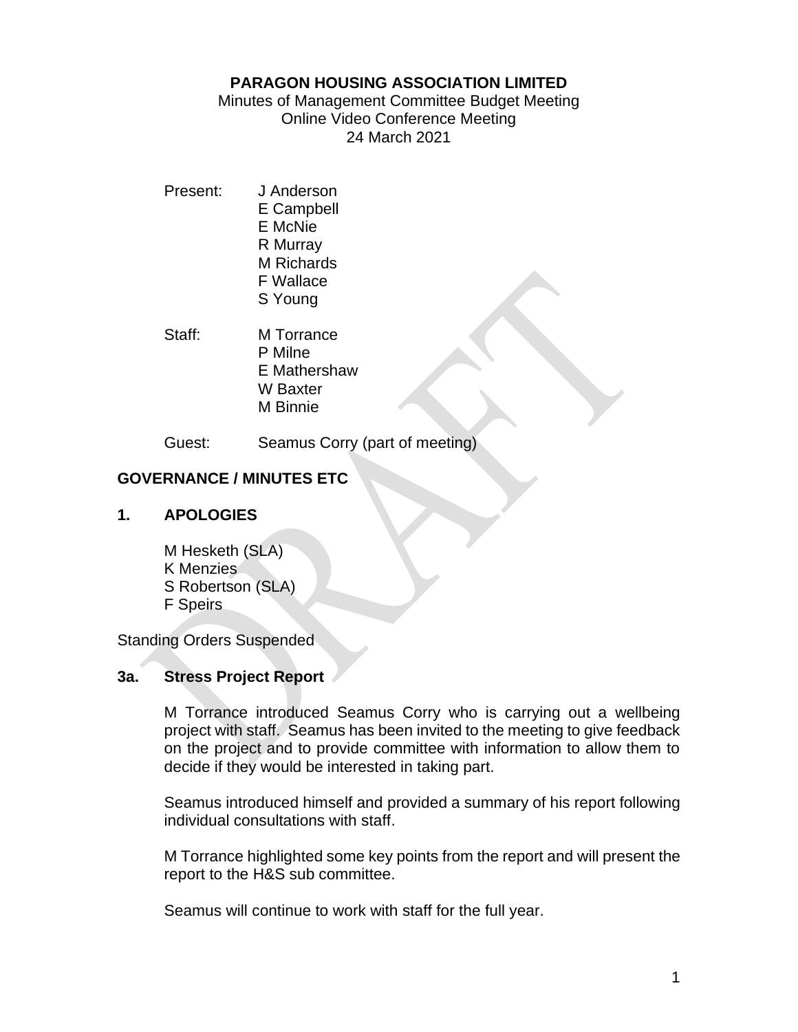**PARAGON HOUSING ASSOCIATION LIMITED**

Minutes of Management Committee Budget Meeting
Online Video Conference Meeting
24 March 2021

Present:
J Anderson
E Campbell
E McNie
R Murray
M Richards
F Wallace
S Young

Staff:
M Torrance
P Milne
E Mathershaw
W Baxter
M Binnie

Guest: Seamus Corry (part of meeting)

## GOVERNANCE / MINUTES ETC

### 1. APOLOGIES

M Hesketh (SLA)
K Menzies
S Robertson (SLA)
F Speirs

Standing Orders Suspended

### 3a. Stress Project Report

M Torrance introduced Seamus Corry who is carrying out a wellbeing project with staff. Seamus has been invited to the meeting to give feedback on the project and to provide committee with information to allow them to decide if they would be interested in taking part.

Seamus introduced himself and provided a summary of his report following individual consultations with staff.

M Torrance highlighted some key points from the report and will present the report to the H&S sub committee.

Seamus will continue to work with staff for the full year.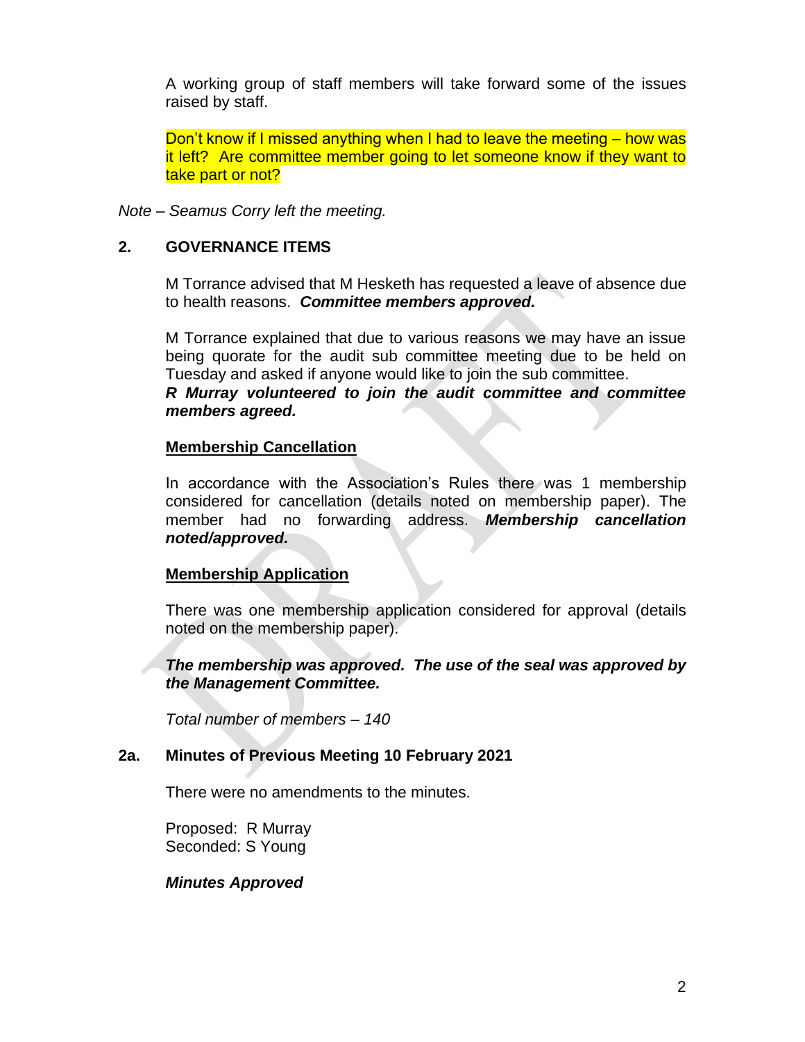A working group of staff members will take forward some of the issues raised by staff.

Don't know if I missed anything when I had to leave the meeting – how was it left? Are committee member going to let someone know if they want to take part or not?

*Note – Seamus Corry left the meeting.*

## 2. GOVERNANCE ITEMS

M Torrance advised that M Hesketh has requested a leave of absence due to health reasons. ***Committee members approved.***

M Torrance explained that due to various reasons we may have an issue being quorate for the audit sub committee meeting due to be held on Tuesday and asked if anyone would like to join the sub committee.
***R Murray volunteered to join the audit committee and committee members agreed.***

**Membership Cancellation**

In accordance with the Association's Rules there was 1 membership considered for cancellation (details noted on membership paper). The member had no forwarding address. ***Membership cancellation noted/approved.***

**Membership Application**

There was one membership application considered for approval (details noted on the membership paper).

***The membership was approved. The use of the seal was approved by the Management Committee.***

*Total number of members – 140*

## 2a. Minutes of Previous Meeting 10 February 2021

There were no amendments to the minutes.

Proposed: R Murray
Seconded: S Young

***Minutes Approved***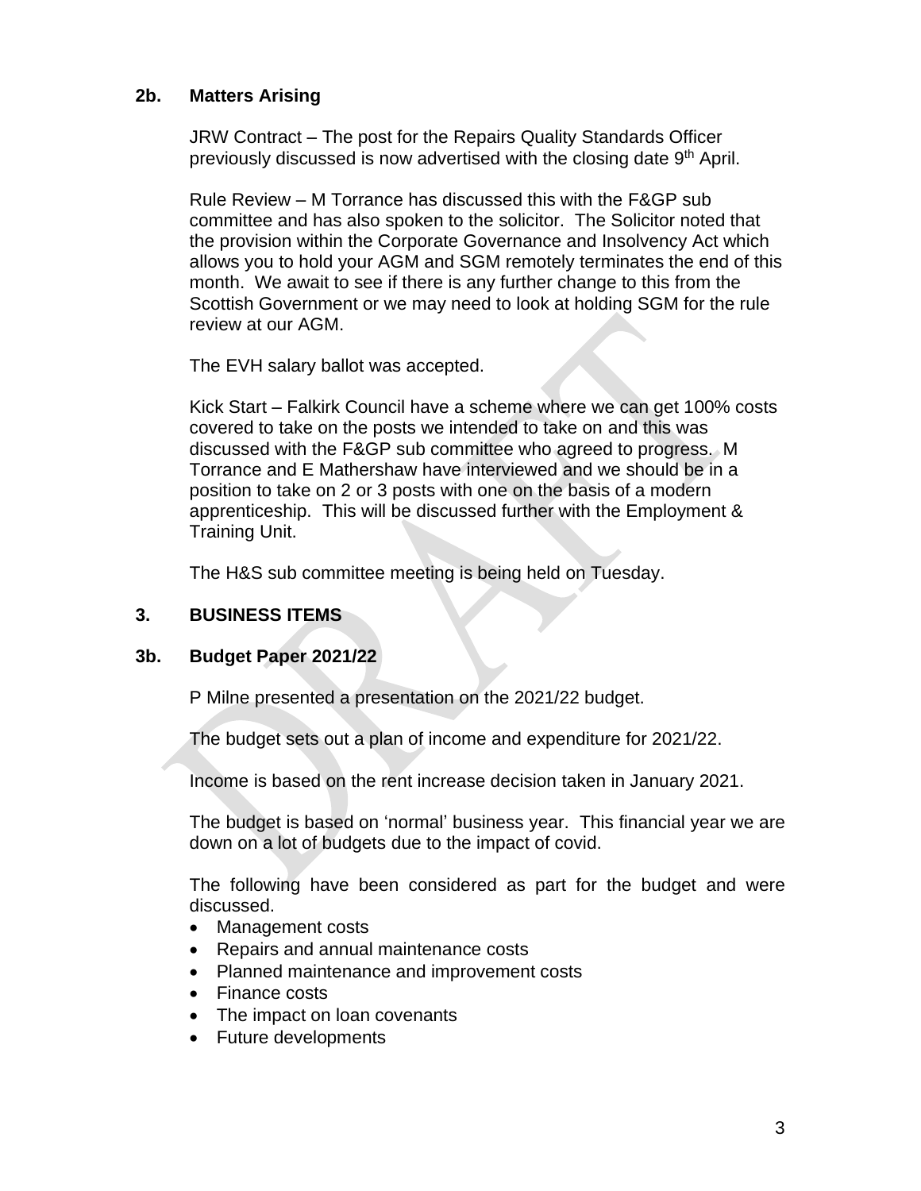## 2b. Matters Arising

JRW Contract – The post for the Repairs Quality Standards Officer previously discussed is now advertised with the closing date 9th April.

Rule Review – M Torrance has discussed this with the F&GP sub committee and has also spoken to the solicitor. The Solicitor noted that the provision within the Corporate Governance and Insolvency Act which allows you to hold your AGM and SGM remotely terminates the end of this month. We await to see if there is any further change to this from the Scottish Government or we may need to look at holding SGM for the rule review at our AGM.

The EVH salary ballot was accepted.

Kick Start – Falkirk Council have a scheme where we can get 100% costs covered to take on the posts we intended to take on and this was discussed with the F&GP sub committee who agreed to progress. M Torrance and E Mathershaw have interviewed and we should be in a position to take on 2 or 3 posts with one on the basis of a modern apprenticeship. This will be discussed further with the Employment & Training Unit.

The H&S sub committee meeting is being held on Tuesday.

## 3. BUSINESS ITEMS

## 3b. Budget Paper 2021/22

P Milne presented a presentation on the 2021/22 budget.

The budget sets out a plan of income and expenditure for 2021/22.

Income is based on the rent increase decision taken in January 2021.

The budget is based on 'normal' business year. This financial year we are down on a lot of budgets due to the impact of covid.

The following have been considered as part for the budget and were discussed.

- Management costs
- Repairs and annual maintenance costs
- Planned maintenance and improvement costs
- Finance costs
- The impact on loan covenants
- Future developments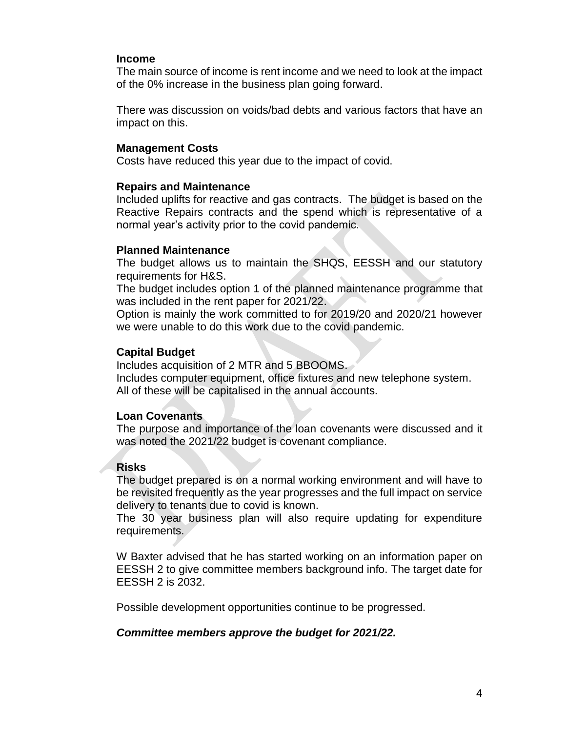**Income**

The main source of income is rent income and we need to look at the impact of the 0% increase in the business plan going forward.

There was discussion on voids/bad debts and various factors that have an impact on this.

**Management Costs**

Costs have reduced this year due to the impact of covid.

**Repairs and Maintenance**

Included uplifts for reactive and gas contracts. The budget is based on the Reactive Repairs contracts and the spend which is representative of a normal year's activity prior to the covid pandemic.

**Planned Maintenance**

The budget allows us to maintain the SHQS, EESSH and our statutory requirements for H&S.

The budget includes option 1 of the planned maintenance programme that was included in the rent paper for 2021/22.

Option is mainly the work committed to for 2019/20 and 2020/21 however we were unable to do this work due to the covid pandemic.

**Capital Budget**

Includes acquisition of 2 MTR and 5 BBOOMS.

Includes computer equipment, office fixtures and new telephone system.

All of these will be capitalised in the annual accounts.

**Loan Covenants**

The purpose and importance of the loan covenants were discussed and it was noted the 2021/22 budget is covenant compliance.

**Risks**

The budget prepared is on a normal working environment and will have to be revisited frequently as the year progresses and the full impact on service delivery to tenants due to covid is known.

The 30 year business plan will also require updating for expenditure requirements.

W Baxter advised that he has started working on an information paper on EESSH 2 to give committee members background info. The target date for EESSH 2 is 2032.

Possible development opportunities continue to be progressed.

***Committee members approve the budget for 2021/22.***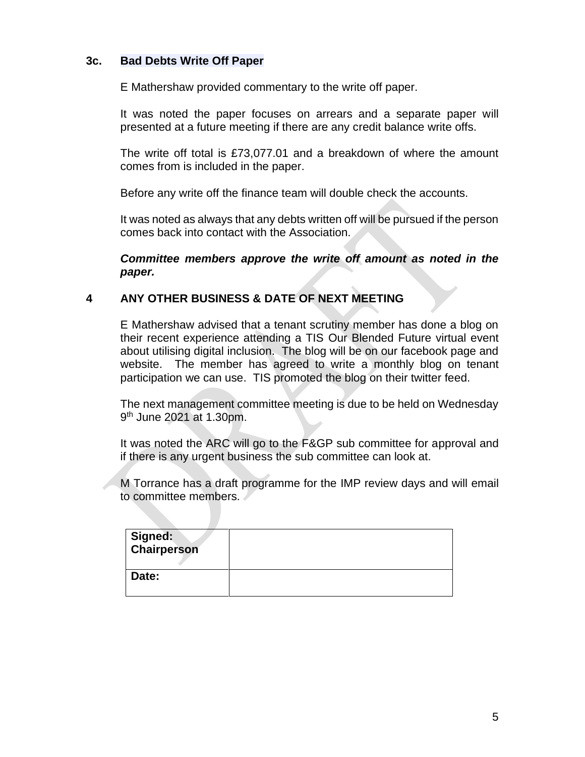### 3c. Bad Debts Write Off Paper

E Mathershaw provided commentary to the write off paper.

It was noted the paper focuses on arrears and a separate paper will presented at a future meeting if there are any credit balance write offs.

The write off total is £73,077.01 and a breakdown of where the amount comes from is included in the paper.

Before any write off the finance team will double check the accounts.

It was noted as always that any debts written off will be pursued if the person comes back into contact with the Association.

***Committee members approve the write off amount as noted in the paper.***

## 4 ANY OTHER BUSINESS & DATE OF NEXT MEETING

E Mathershaw advised that a tenant scrutiny member has done a blog on their recent experience attending a TIS Our Blended Future virtual event about utilising digital inclusion. The blog will be on our facebook page and website. The member has agreed to write a monthly blog on tenant participation we can use. TIS promoted the blog on their twitter feed.

The next management committee meeting is due to be held on Wednesday 9th June 2021 at 1.30pm.

It was noted the ARC will go to the F&GP sub committee for approval and if there is any urgent business the sub committee can look at.

M Torrance has a draft programme for the IMP review days and will email to committee members.

| | |
|---|---|
| **Signed: Chairperson** | |
| **Date:** | |